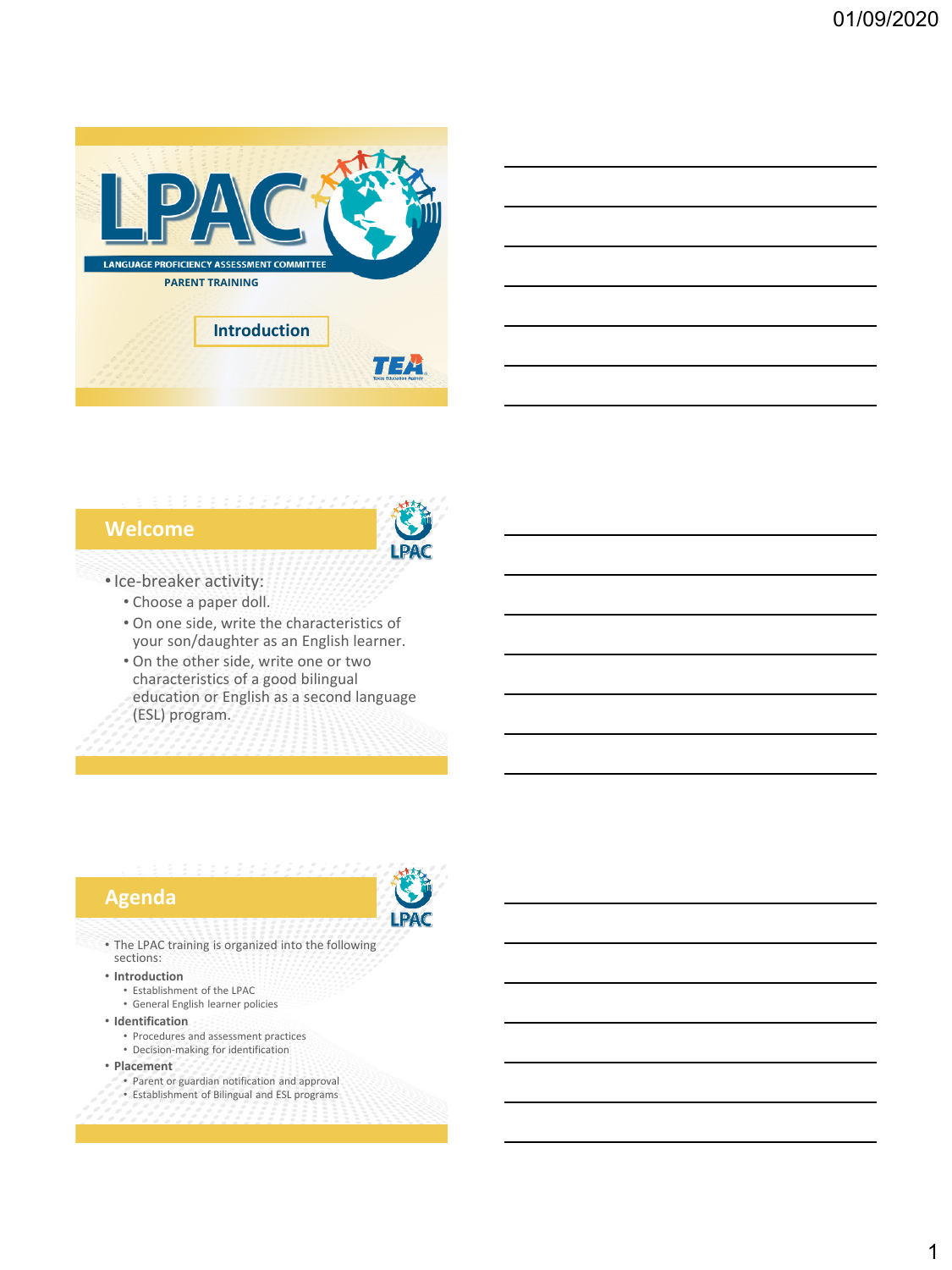# LPAC

LANGUAGE PROFICIENCY ASSESSMENT COMMITTEE

PARENT TRAINING

Introduction

TEA

## Welcome

- Ice-breaker activity:
  - Choose a paper doll.
  - On one side, write the characteristics of your son/daughter as an English learner.
  - On the other side, write one or two characteristics of a good bilingual education or English as a second language (ESL) program.

## Agenda

- The LPAC training is organized into the following sections:
- **Introduction**
  - Establishment of the LPAC
  - General English learner policies
- **Identification**
  - Procedures and assessment practices
  - Decision-making for identification
- **Placement**
  - Parent or guardian notification and approval
  - Establishment of Bilingual and ESL programs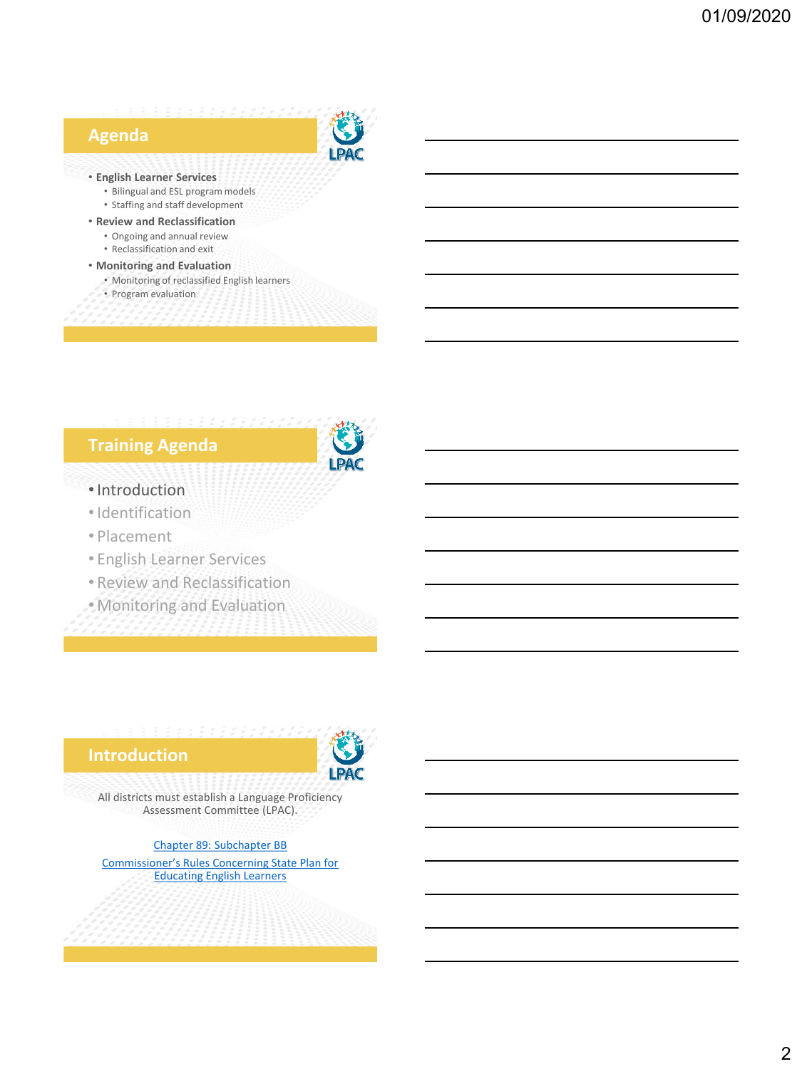## Agenda

- **English Learner Services**
  - Bilingual and ESL program models
  - Staffing and staff development
- **Review and Reclassification**
  - Ongoing and annual review
  - Reclassification and exit
- **Monitoring and Evaluation**
  - Monitoring of reclassified English learners
  - Program evaluation

## Training Agenda

- Introduction
- Identification
- Placement
- English Learner Services
- Review and Reclassification
- Monitoring and Evaluation

## Introduction

All districts must establish a Language Proficiency Assessment Committee (LPAC).

Chapter 89: Subchapter BB

Commissioner's Rules Concerning State Plan for Educating English Learners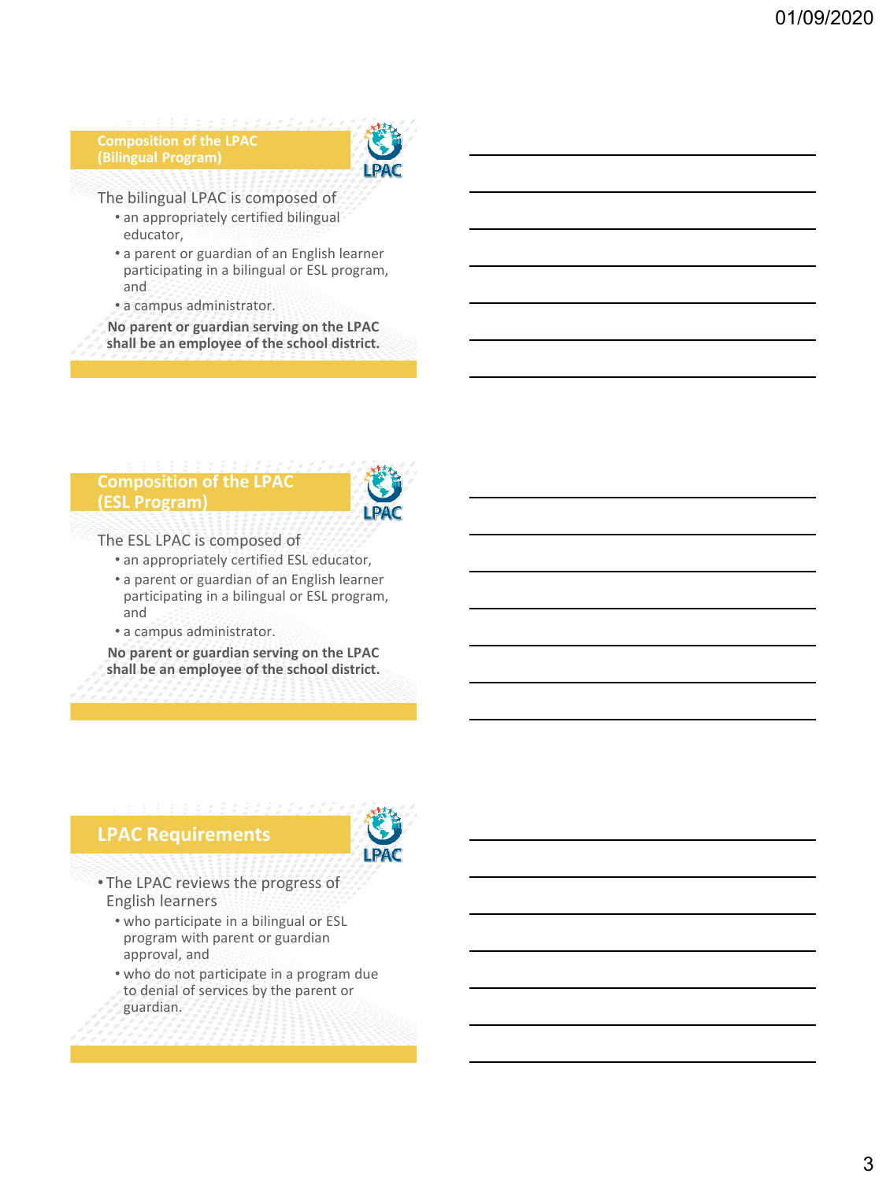## Composition of the LPAC (Bilingual Program)

The bilingual LPAC is composed of

- an appropriately certified bilingual educator,
- a parent or guardian of an English learner participating in a bilingual or ESL program, and
- a campus administrator.

**No parent or guardian serving on the LPAC shall be an employee of the school district.**

## Composition of the LPAC (ESL Program)

The ESL LPAC is composed of

- an appropriately certified ESL educator,
- a parent or guardian of an English learner participating in a bilingual or ESL program, and
- a campus administrator.

**No parent or guardian serving on the LPAC shall be an employee of the school district.**

## LPAC Requirements

- The LPAC reviews the progress of English learners
  - who participate in a bilingual or ESL program with parent or guardian approval, and
  - who do not participate in a program due to denial of services by the parent or guardian.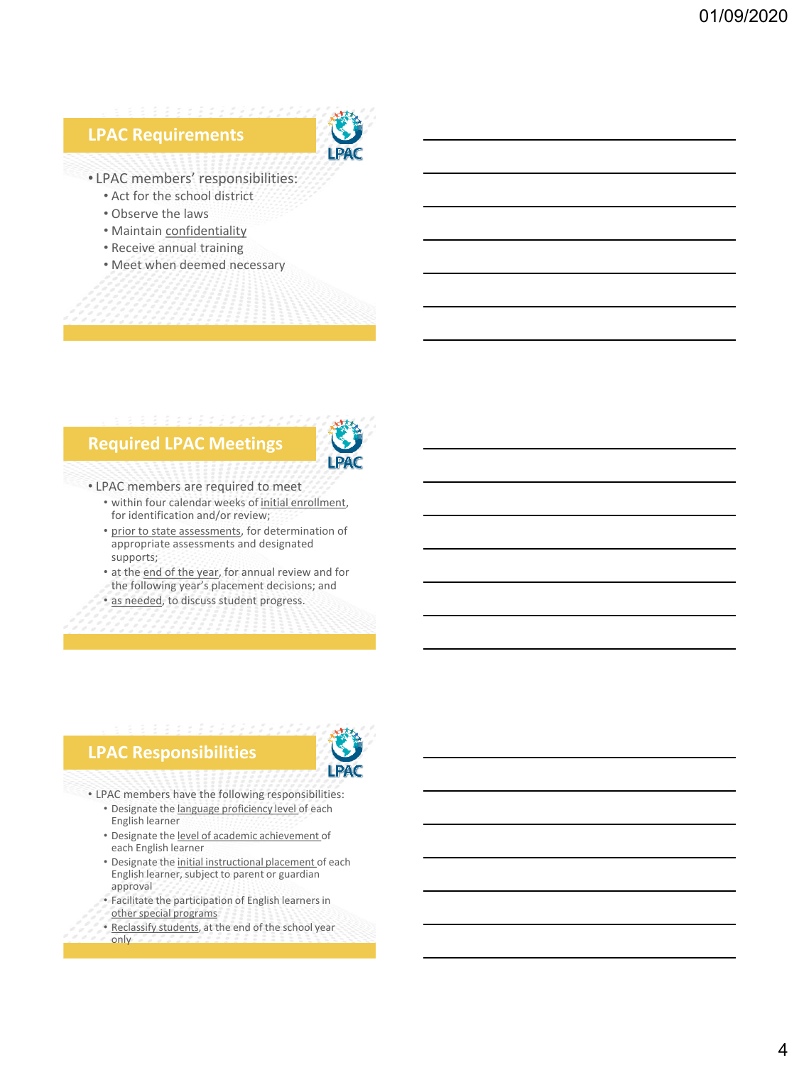## LPAC Requirements

- LPAC members' responsibilities:
  - Act for the school district
  - Observe the laws
  - Maintain confidentiality
  - Receive annual training
  - Meet when deemed necessary

## Required LPAC Meetings

- LPAC members are required to meet
  - within four calendar weeks of initial enrollment, for identification and/or review;
  - prior to state assessments, for determination of appropriate assessments and designated supports;
  - at the end of the year, for annual review and for the following year's placement decisions; and
  - as needed, to discuss student progress.

## LPAC Responsibilities

- LPAC members have the following responsibilities:
  - Designate the language proficiency level of each English learner
  - Designate the level of academic achievement of each English learner
  - Designate the initial instructional placement of each English learner, subject to parent or guardian approval
  - Facilitate the participation of English learners in other special programs
  - Reclassify students, at the end of the school year only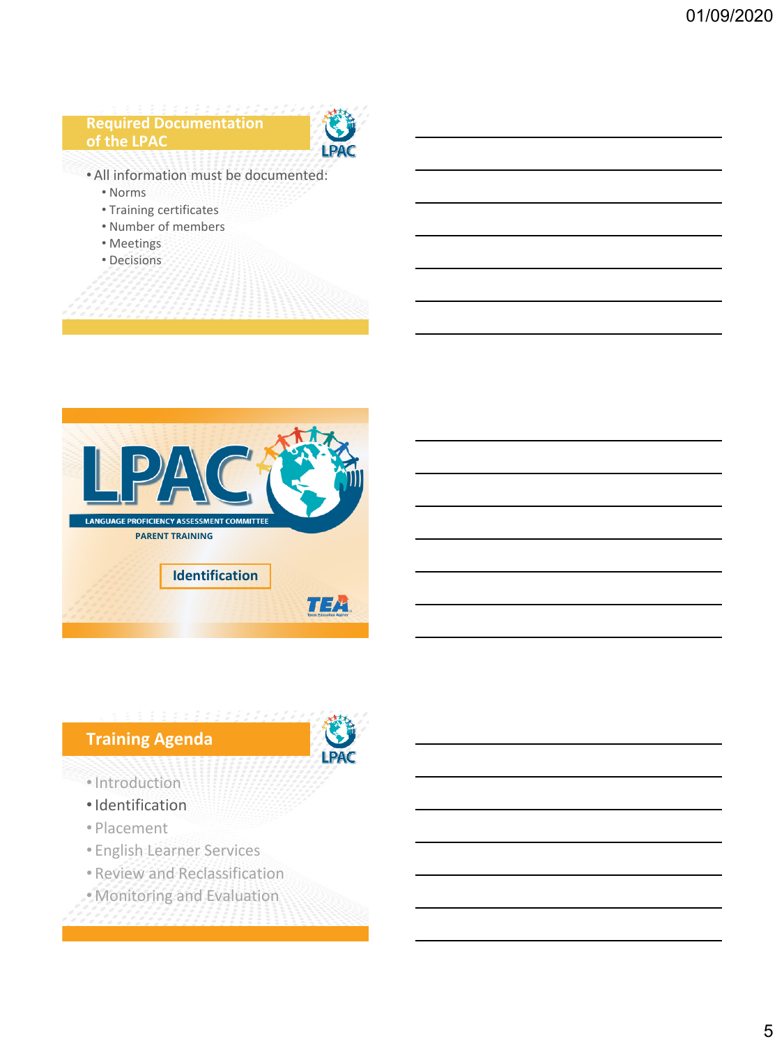## Required Documentation of the LPAC

- All information must be documented:
  - Norms
  - Training certificates
  - Number of members
  - Meetings
  - Decisions

# LPAC

LANGUAGE PROFICIENCY ASSESSMENT COMMITTEE

PARENT TRAINING

**Identification**

TEA

## Training Agenda

- Introduction
- Identification
- Placement
- English Learner Services
- Review and Reclassification
- Monitoring and Evaluation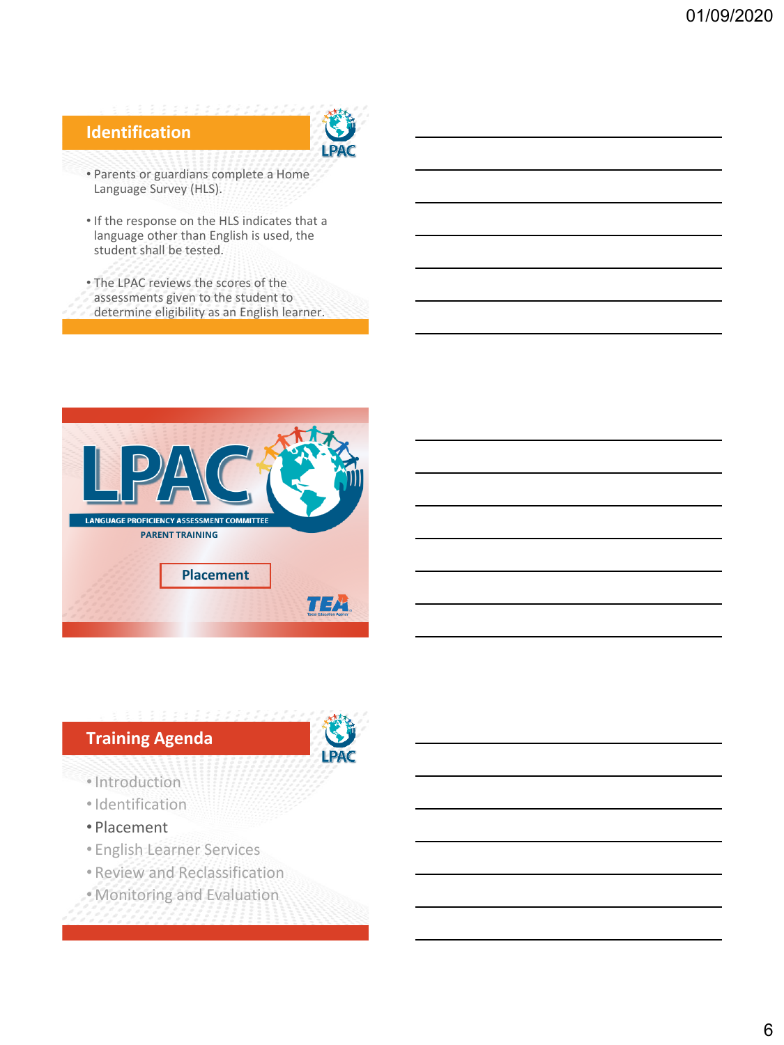## Identification

- Parents or guardians complete a Home Language Survey (HLS).
- If the response on the HLS indicates that a language other than English is used, the student shall be tested.
- The LPAC reviews the scores of the assessments given to the student to determine eligibility as an English learner.

## LPAC

LANGUAGE PROFICIENCY ASSESSMENT COMMITTEE

PARENT TRAINING

**Placement**

## Training Agenda

- Introduction
- Identification
- Placement
- English Learner Services
- Review and Reclassification
- Monitoring and Evaluation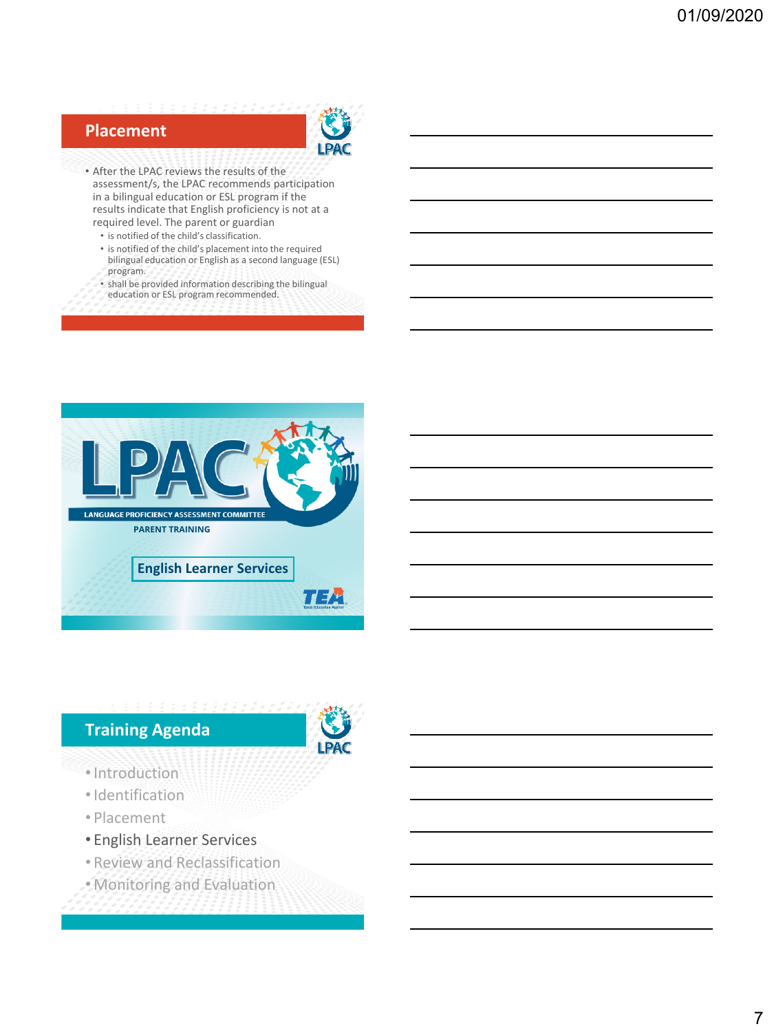## Placement

- After the LPAC reviews the results of the assessment/s, the LPAC recommends participation in a bilingual education or ESL program if the results indicate that English proficiency is not at a required level. The parent or guardian
  - is notified of the child's classification.
  - is notified of the child's placement into the required bilingual education or English as a second language (ESL) program.
  - shall be provided information describing the bilingual education or ESL program recommended.

## LPAC

LANGUAGE PROFICIENCY ASSESSMENT COMMITTEE

PARENT TRAINING

**English Learner Services**

TEA

## Training Agenda

- Introduction
- Identification
- Placement
- English Learner Services
- Review and Reclassification
- Monitoring and Evaluation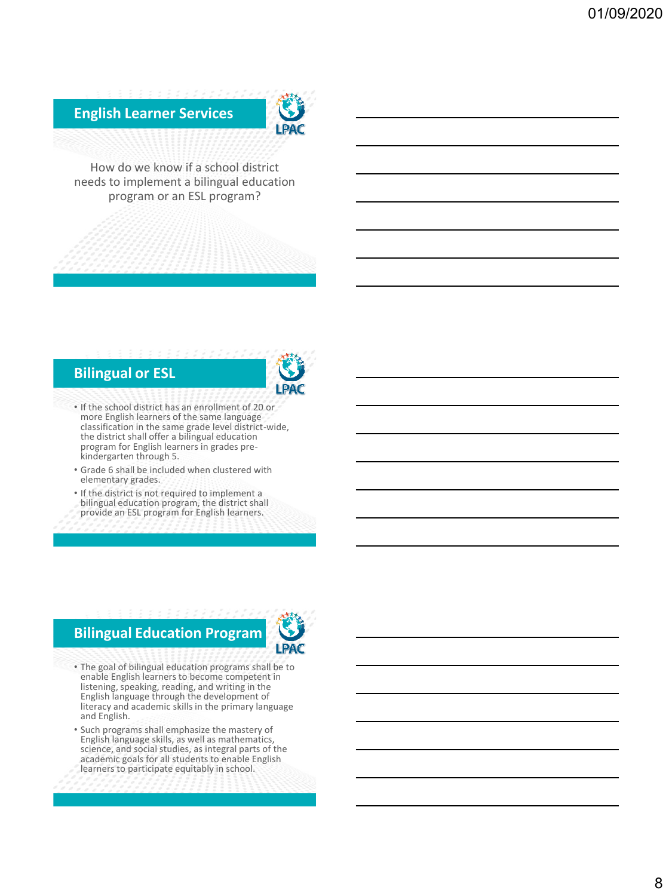## English Learner Services

How do we know if a school district needs to implement a bilingual education program or an ESL program?

## Bilingual or ESL

- If the school district has an enrollment of 20 or more English learners of the same language classification in the same grade level district-wide, the district shall offer a bilingual education program for English learners in grades pre-kindergarten through 5.
- Grade 6 shall be included when clustered with elementary grades.
- If the district is not required to implement a bilingual education program, the district shall provide an ESL program for English learners.

## Bilingual Education Program

- The goal of bilingual education programs shall be to enable English learners to become competent in listening, speaking, reading, and writing in the English language through the development of literacy and academic skills in the primary language and English.
- Such programs shall emphasize the mastery of English language skills, as well as mathematics, science, and social studies, as integral parts of the academic goals for all students to enable English learners to participate equitably in school.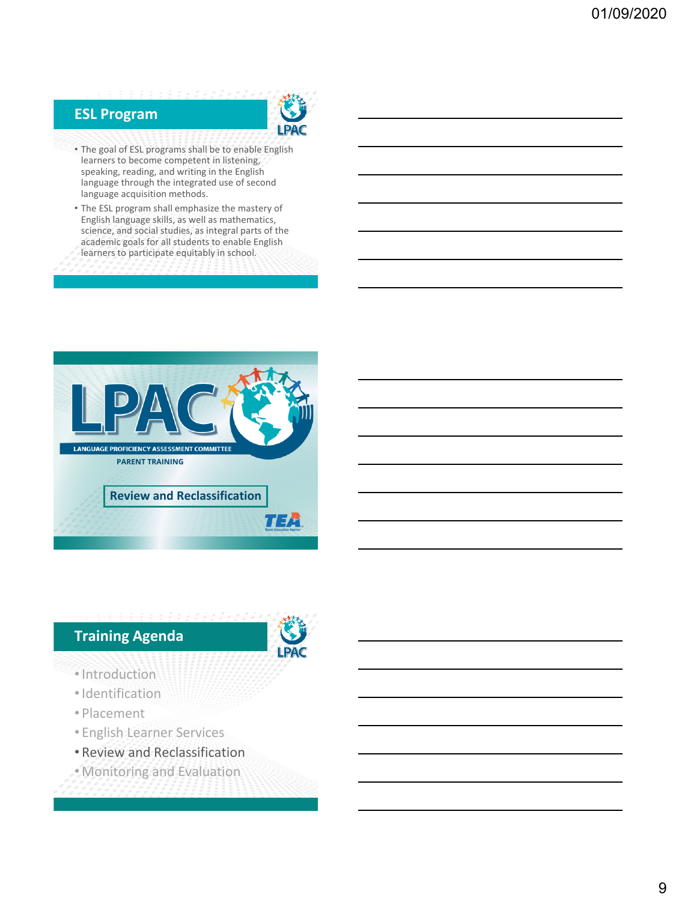## ESL Program

- The goal of ESL programs shall be to enable English learners to become competent in listening, speaking, reading, and writing in the English language through the integrated use of second language acquisition methods.
- The ESL program shall emphasize the mastery of English language skills, as well as mathematics, science, and social studies, as integral parts of the academic goals for all students to enable English learners to participate equitably in school.

# LPAC

LANGUAGE PROFICIENCY ASSESSMENT COMMITTEE

PARENT TRAINING

**Review and Reclassification**

## Training Agenda

- Introduction
- Identification
- Placement
- English Learner Services
- Review and Reclassification
- Monitoring and Evaluation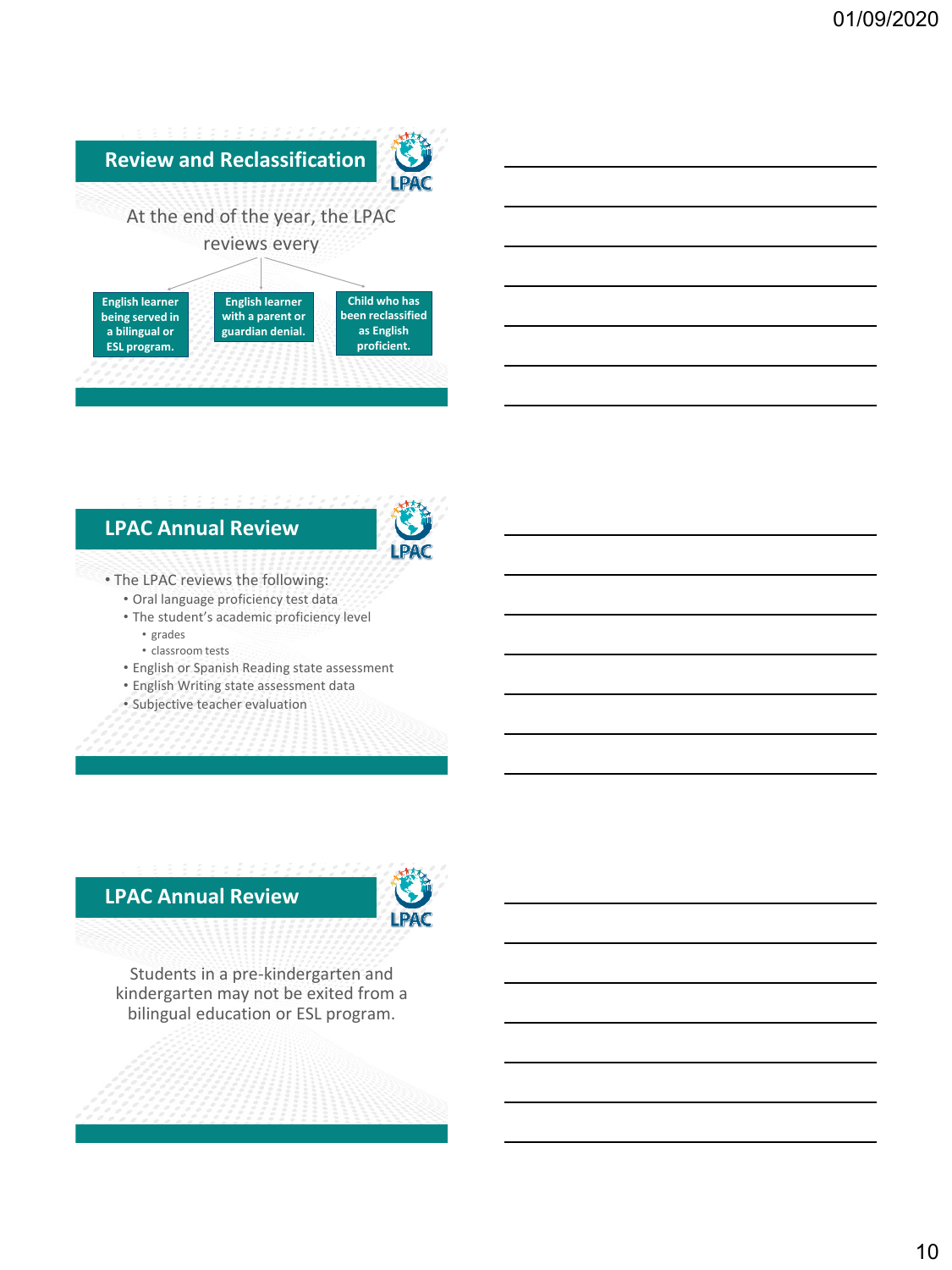## Review and Reclassification

At the end of the year, the LPAC reviews every

- English learner being served in a bilingual or ESL program.
- English learner with a parent or guardian denial.
- Child who has been reclassified as English proficient.

## LPAC Annual Review

- The LPAC reviews the following:
  - Oral language proficiency test data
  - The student's academic proficiency level
    - grades
    - classroom tests
  - English or Spanish Reading state assessment
  - English Writing state assessment data
  - Subjective teacher evaluation

## LPAC Annual Review

Students in a pre-kindergarten and kindergarten may not be exited from a bilingual education or ESL program.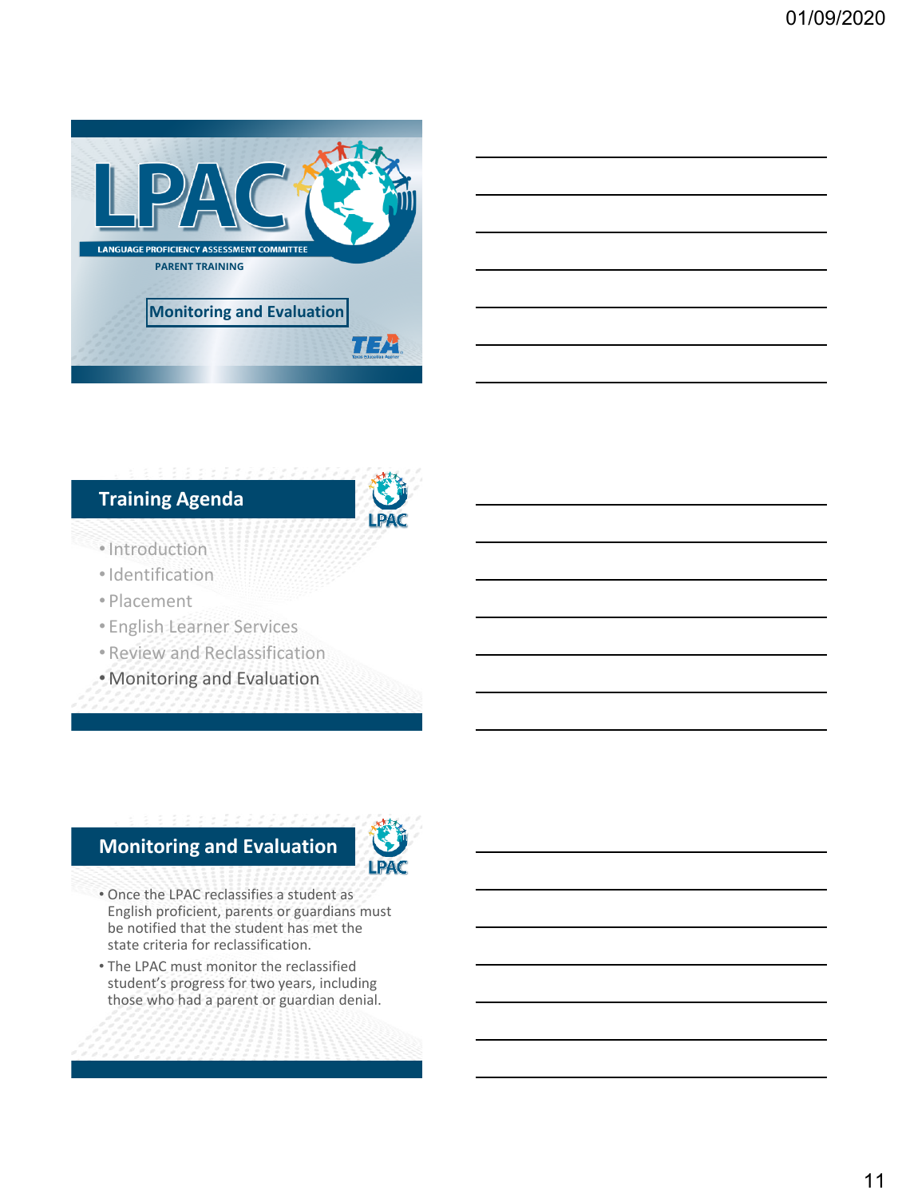# LPAC

LANGUAGE PROFICIENCY ASSESSMENT COMMITTEE

PARENT TRAINING

Monitoring and Evaluation

TEA

## Training Agenda

- Introduction
- Identification
- Placement
- English Learner Services
- Review and Reclassification
- Monitoring and Evaluation

## Monitoring and Evaluation

- Once the LPAC reclassifies a student as English proficient, parents or guardians must be notified that the student has met the state criteria for reclassification.
- The LPAC must monitor the reclassified student's progress for two years, including those who had a parent or guardian denial.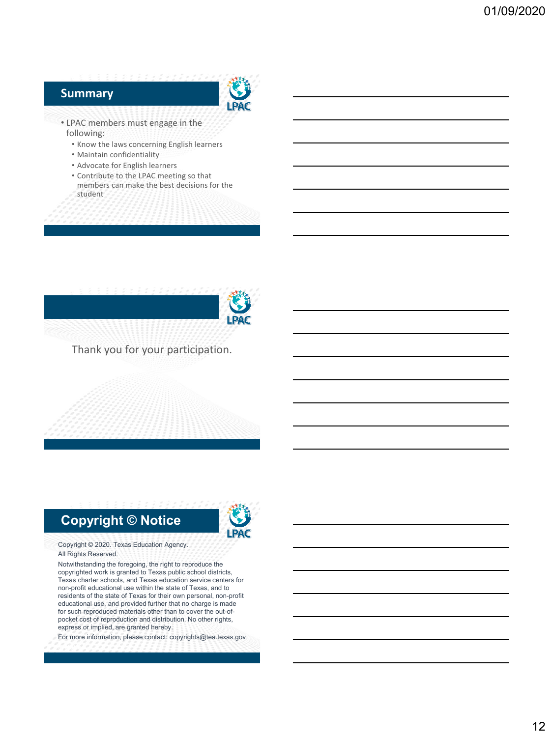## Summary

LPAC

- LPAC members must engage in the following:
  - Know the laws concerning English learners
  - Maintain confidentiality
  - Advocate for English learners
  - Contribute to the LPAC meeting so that members can make the best decisions for the student

LPAC

Thank you for your participation.

## Copyright © Notice

LPAC

Copyright © 2020. Texas Education Agency.
All Rights Reserved.

Notwithstanding the foregoing, the right to reproduce the copyrighted work is granted to Texas public school districts, Texas charter schools, and Texas education service centers for non-profit educational use within the state of Texas, and to residents of the state of Texas for their own personal, non-profit educational use, and provided further that no charge is made for such reproduced materials other than to cover the out-of-pocket cost of reproduction and distribution. No other rights, express or implied, are granted hereby.

For more information, please contact: copyrights@tea.texas.gov